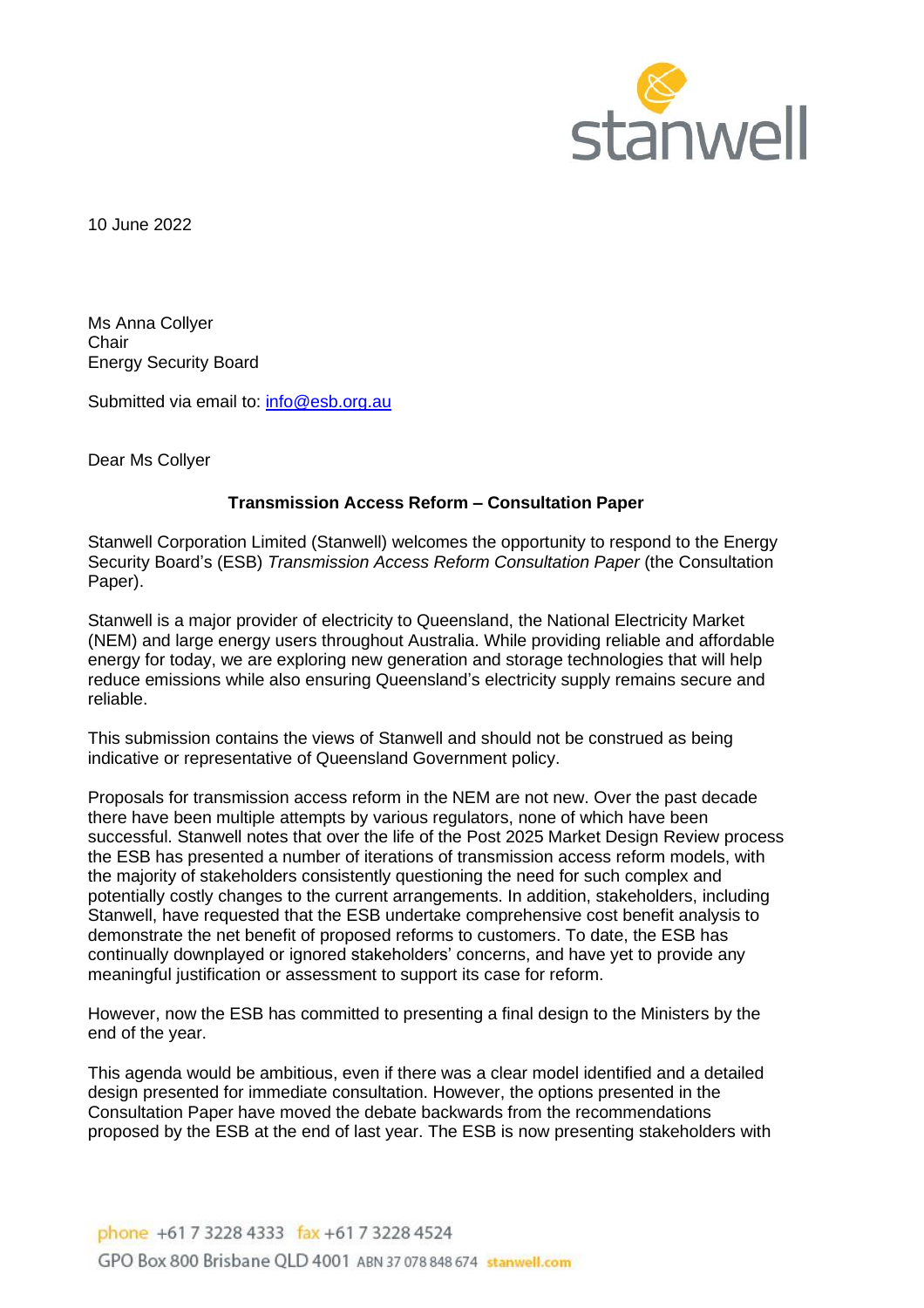10 June 2022

Ms Anna Collyer
Chair
Energy Security Board

Submitted via email to: [info@esb.org.au](mailto:info@esb.org.au)

Dear Ms Collyer

**Transmission Access Reform – Consultation Paper**

Stanwell Corporation Limited (Stanwell) welcomes the opportunity to respond to the Energy Security Board's (ESB) *Transmission Access Reform Consultation Paper* (the Consultation Paper).

Stanwell is a major provider of electricity to Queensland, the National Electricity Market (NEM) and large energy users throughout Australia. While providing reliable and affordable energy for today, we are exploring new generation and storage technologies that will help reduce emissions while also ensuring Queensland's electricity supply remains secure and reliable.

This submission contains the views of Stanwell and should not be construed as being indicative or representative of Queensland Government policy.

Proposals for transmission access reform in the NEM are not new. Over the past decade there have been multiple attempts by various regulators, none of which have been successful. Stanwell notes that over the life of the Post 2025 Market Design Review process the ESB has presented a number of iterations of transmission access reform models, with the majority of stakeholders consistently questioning the need for such complex and potentially costly changes to the current arrangements. In addition, stakeholders, including Stanwell, have requested that the ESB undertake comprehensive cost benefit analysis to demonstrate the net benefit of proposed reforms to customers. To date, the ESB has continually downplayed or ignored stakeholders' concerns, and have yet to provide any meaningful justification or assessment to support its case for reform.

However, now the ESB has committed to presenting a final design to the Ministers by the end of the year.

This agenda would be ambitious, even if there was a clear model identified and a detailed design presented for immediate consultation. However, the options presented in the Consultation Paper have moved the debate backwards from the recommendations proposed by the ESB at the end of last year. The ESB is now presenting stakeholders with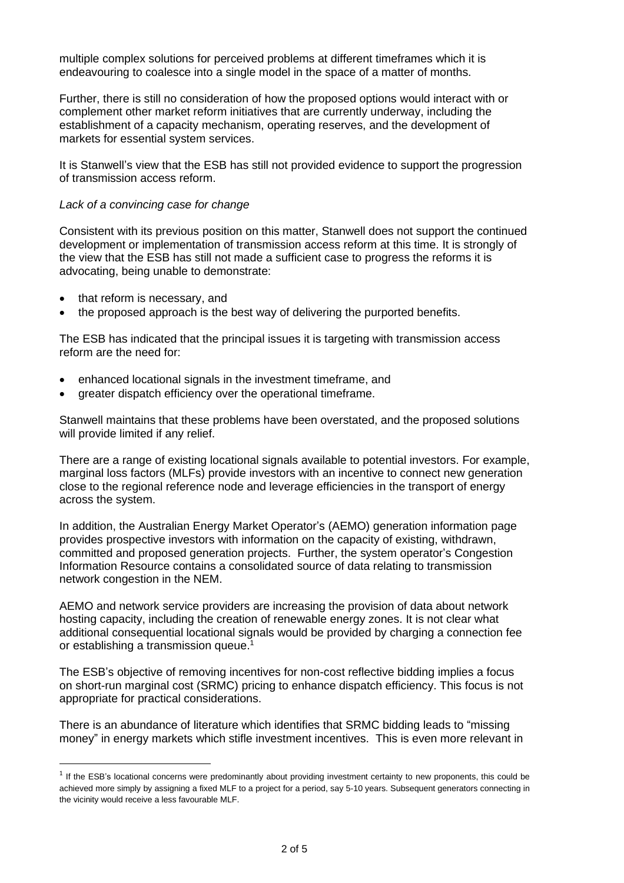multiple complex solutions for perceived problems at different timeframes which it is endeavouring to coalesce into a single model in the space of a matter of months.

Further, there is still no consideration of how the proposed options would interact with or complement other market reform initiatives that are currently underway, including the establishment of a capacity mechanism, operating reserves, and the development of markets for essential system services.

It is Stanwell's view that the ESB has still not provided evidence to support the progression of transmission access reform.

*Lack of a convincing case for change*

Consistent with its previous position on this matter, Stanwell does not support the continued development or implementation of transmission access reform at this time. It is strongly of the view that the ESB has still not made a sufficient case to progress the reforms it is advocating, being unable to demonstrate:

- that reform is necessary, and
- the proposed approach is the best way of delivering the purported benefits.

The ESB has indicated that the principal issues it is targeting with transmission access reform are the need for:

- enhanced locational signals in the investment timeframe, and
- greater dispatch efficiency over the operational timeframe.

Stanwell maintains that these problems have been overstated, and the proposed solutions will provide limited if any relief.

There are a range of existing locational signals available to potential investors. For example, marginal loss factors (MLFs) provide investors with an incentive to connect new generation close to the regional reference node and leverage efficiencies in the transport of energy across the system.

In addition, the Australian Energy Market Operator's (AEMO) generation information page provides prospective investors with information on the capacity of existing, withdrawn, committed and proposed generation projects. Further, the system operator's Congestion Information Resource contains a consolidated source of data relating to transmission network congestion in the NEM.

AEMO and network service providers are increasing the provision of data about network hosting capacity, including the creation of renewable energy zones. It is not clear what additional consequential locational signals would be provided by charging a connection fee or establishing a transmission queue.[1]

The ESB's objective of removing incentives for non-cost reflective bidding implies a focus on short-run marginal cost (SRMC) pricing to enhance dispatch efficiency. This focus is not appropriate for practical considerations.

There is an abundance of literature which identifies that SRMC bidding leads to "missing money" in energy markets which stifle investment incentives. This is even more relevant in

[1] If the ESB's locational concerns were predominantly about providing investment certainty to new proponents, this could be achieved more simply by assigning a fixed MLF to a project for a period, say 5-10 years. Subsequent generators connecting in the vicinity would receive a less favourable MLF.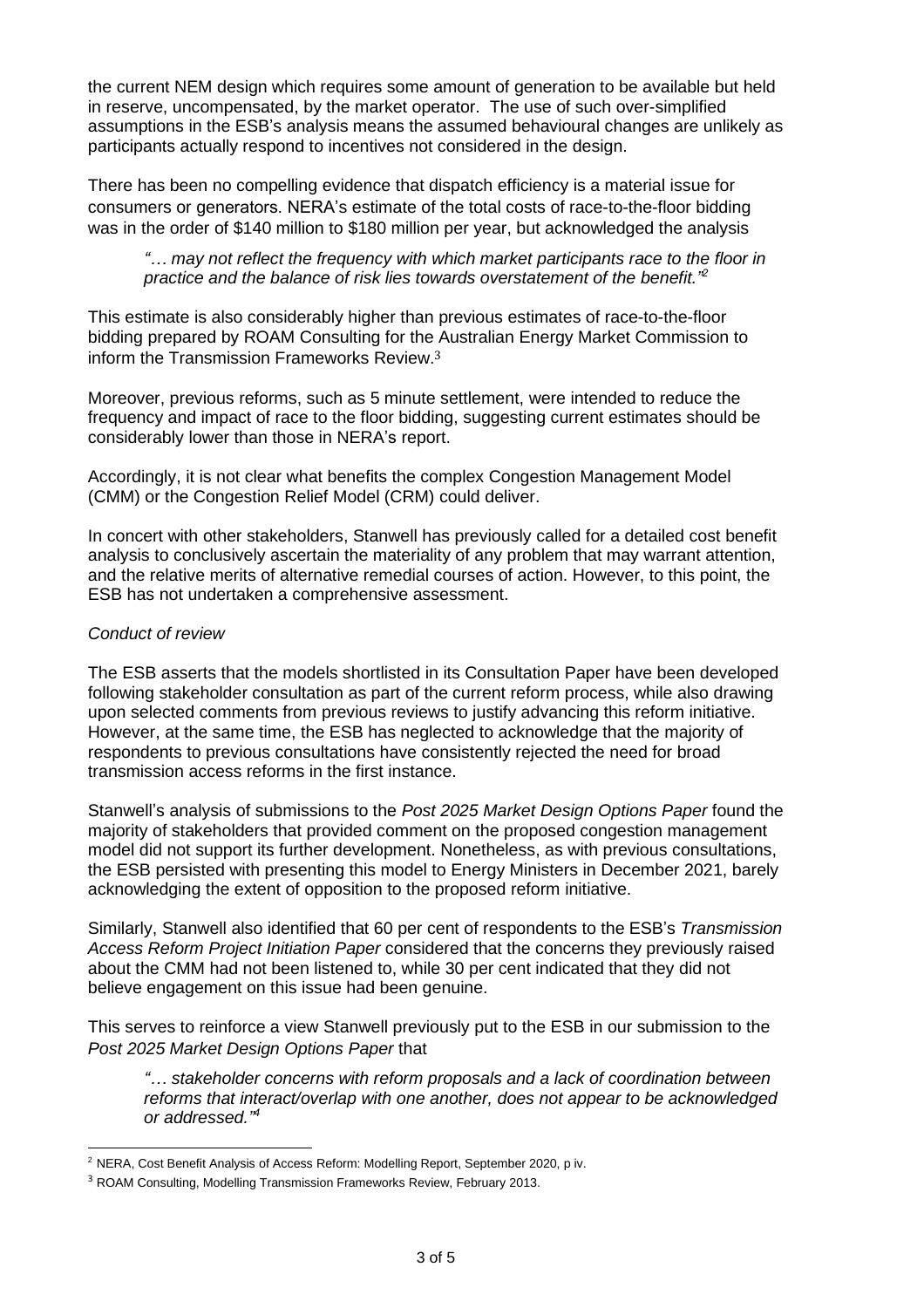the current NEM design which requires some amount of generation to be available but held in reserve, uncompensated, by the market operator. The use of such over-simplified assumptions in the ESB's analysis means the assumed behavioural changes are unlikely as participants actually respond to incentives not considered in the design.

There has been no compelling evidence that dispatch efficiency is a material issue for consumers or generators. NERA's estimate of the total costs of race-to-the-floor bidding was in the order of $140 million to $180 million per year, but acknowledged the analysis

> *"… may not reflect the frequency with which market participants race to the floor in practice and the balance of risk lies towards overstatement of the benefit."*[2]

This estimate is also considerably higher than previous estimates of race-to-the-floor bidding prepared by ROAM Consulting for the Australian Energy Market Commission to inform the Transmission Frameworks Review.[3]

Moreover, previous reforms, such as 5 minute settlement, were intended to reduce the frequency and impact of race to the floor bidding, suggesting current estimates should be considerably lower than those in NERA's report.

Accordingly, it is not clear what benefits the complex Congestion Management Model (CMM) or the Congestion Relief Model (CRM) could deliver.

In concert with other stakeholders, Stanwell has previously called for a detailed cost benefit analysis to conclusively ascertain the materiality of any problem that may warrant attention, and the relative merits of alternative remedial courses of action. However, to this point, the ESB has not undertaken a comprehensive assessment.

*Conduct of review*

The ESB asserts that the models shortlisted in its Consultation Paper have been developed following stakeholder consultation as part of the current reform process, while also drawing upon selected comments from previous reviews to justify advancing this reform initiative. However, at the same time, the ESB has neglected to acknowledge that the majority of respondents to previous consultations have consistently rejected the need for broad transmission access reforms in the first instance.

Stanwell's analysis of submissions to the *Post 2025 Market Design Options Paper* found the majority of stakeholders that provided comment on the proposed congestion management model did not support its further development. Nonetheless, as with previous consultations, the ESB persisted with presenting this model to Energy Ministers in December 2021, barely acknowledging the extent of opposition to the proposed reform initiative.

Similarly, Stanwell also identified that 60 per cent of respondents to the ESB's *Transmission Access Reform Project Initiation Paper* considered that the concerns they previously raised about the CMM had not been listened to, while 30 per cent indicated that they did not believe engagement on this issue had been genuine.

This serves to reinforce a view Stanwell previously put to the ESB in our submission to the *Post 2025 Market Design Options Paper* that

> *"… stakeholder concerns with reform proposals and a lack of coordination between reforms that interact/overlap with one another, does not appear to be acknowledged or addressed."*[4]

---

[2] NERA, Cost Benefit Analysis of Access Reform: Modelling Report, September 2020, p iv.

[3] ROAM Consulting, Modelling Transmission Frameworks Review, February 2013.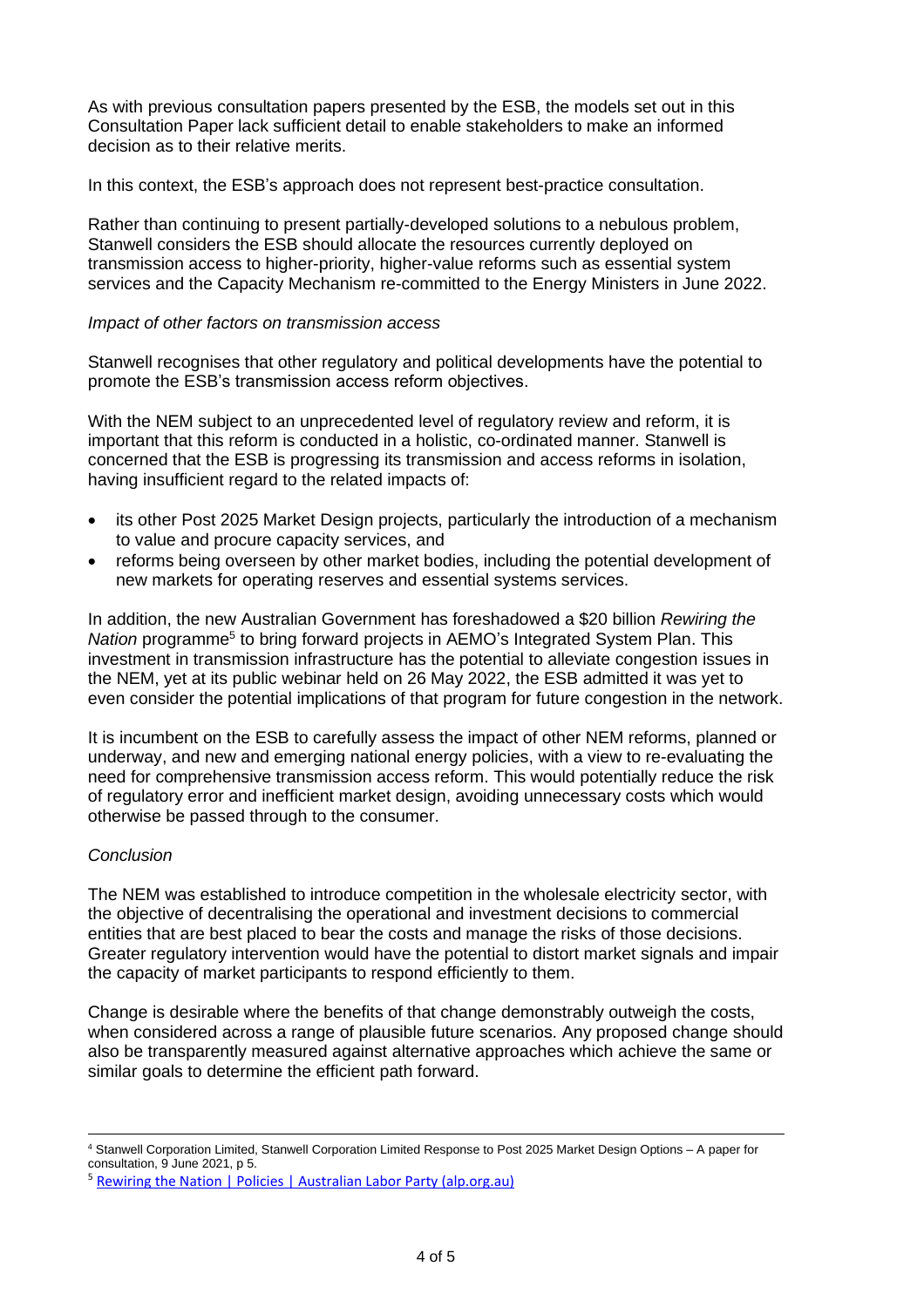As with previous consultation papers presented by the ESB, the models set out in this Consultation Paper lack sufficient detail to enable stakeholders to make an informed decision as to their relative merits.

In this context, the ESB's approach does not represent best-practice consultation.

Rather than continuing to present partially-developed solutions to a nebulous problem, Stanwell considers the ESB should allocate the resources currently deployed on transmission access to higher-priority, higher-value reforms such as essential system services and the Capacity Mechanism re-committed to the Energy Ministers in June 2022.

*Impact of other factors on transmission access*

Stanwell recognises that other regulatory and political developments have the potential to promote the ESB's transmission access reform objectives.

With the NEM subject to an unprecedented level of regulatory review and reform, it is important that this reform is conducted in a holistic, co-ordinated manner. Stanwell is concerned that the ESB is progressing its transmission and access reforms in isolation, having insufficient regard to the related impacts of:

- its other Post 2025 Market Design projects, particularly the introduction of a mechanism to value and procure capacity services, and
- reforms being overseen by other market bodies, including the potential development of new markets for operating reserves and essential systems services.

In addition, the new Australian Government has foreshadowed a $20 billion *Rewiring the Nation* programme[5] to bring forward projects in AEMO's Integrated System Plan. This investment in transmission infrastructure has the potential to alleviate congestion issues in the NEM, yet at its public webinar held on 26 May 2022, the ESB admitted it was yet to even consider the potential implications of that program for future congestion in the network.

It is incumbent on the ESB to carefully assess the impact of other NEM reforms, planned or underway, and new and emerging national energy policies, with a view to re-evaluating the need for comprehensive transmission access reform. This would potentially reduce the risk of regulatory error and inefficient market design, avoiding unnecessary costs which would otherwise be passed through to the consumer.

*Conclusion*

The NEM was established to introduce competition in the wholesale electricity sector, with the objective of decentralising the operational and investment decisions to commercial entities that are best placed to bear the costs and manage the risks of those decisions. Greater regulatory intervention would have the potential to distort market signals and impair the capacity of market participants to respond efficiently to them.

Change is desirable where the benefits of that change demonstrably outweigh the costs, when considered across a range of plausible future scenarios. Any proposed change should also be transparently measured against alternative approaches which achieve the same or similar goals to determine the efficient path forward.

---

[4] Stanwell Corporation Limited, Stanwell Corporation Limited Response to Post 2025 Market Design Options – A paper for consultation, 9 June 2021, p 5.

[5] Rewiring the Nation | Policies | Australian Labor Party (alp.org.au)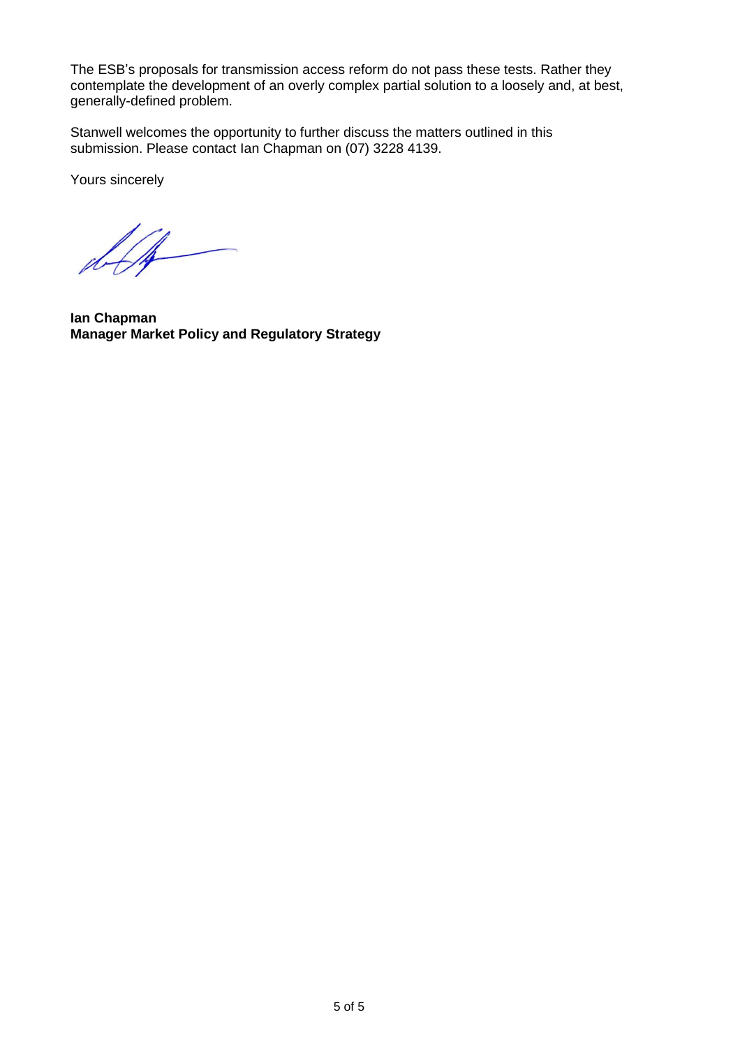The ESB's proposals for transmission access reform do not pass these tests. Rather they contemplate the development of an overly complex partial solution to a loosely and, at best, generally-defined problem.

Stanwell welcomes the opportunity to further discuss the matters outlined in this submission. Please contact Ian Chapman on (07) 3228 4139.

Yours sincerely

**Ian Chapman**
**Manager Market Policy and Regulatory Strategy**